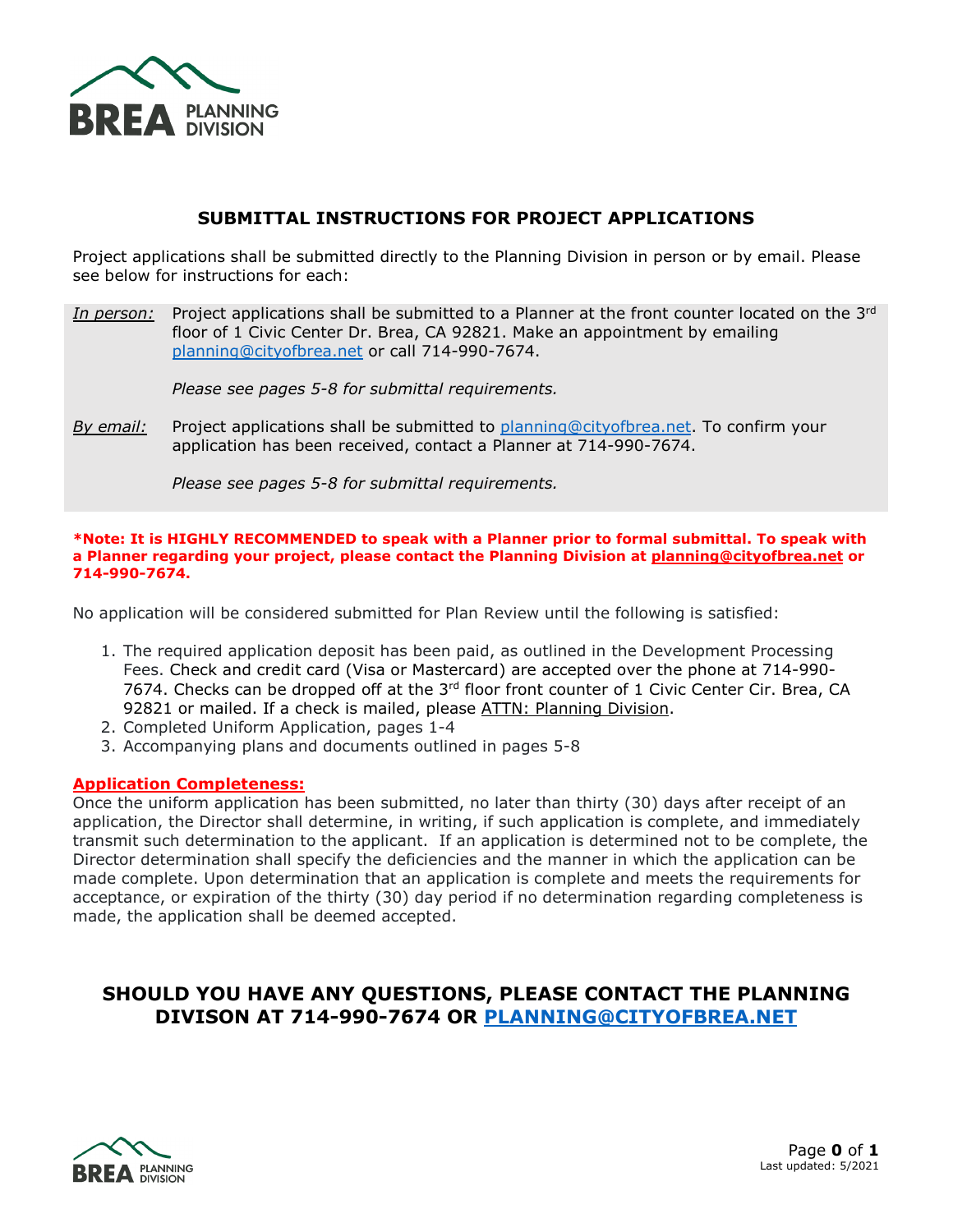BREA PLANNING DIVISION

# SUBMITTAL INSTRUCTIONS FOR PROJECT APPLICATIONS

Project applications shall be submitted directly to the Planning Division in person or by email. Please see below for instructions for each:

*In person:* Project applications shall be submitted to a Planner at the front counter located on the 3rd floor of 1 Civic Center Dr. Brea, CA 92821. Make an appointment by emailing planning@cityofbrea.net or call 714-990-7674.

*Please see pages 5-8 for submittal requirements.*

*By email:* Project applications shall be submitted to planning@cityofbrea.net. To confirm your application has been received, contact a Planner at 714-990-7674.

*Please see pages 5-8 for submittal requirements.*

**\*Note: It is HIGHLY RECOMMENDED to speak with a Planner prior to formal submittal. To speak with a Planner regarding your project, please contact the Planning Division at planning@cityofbrea.net or 714-990-7674.**

No application will be considered submitted for Plan Review until the following is satisfied:

1. The required application deposit has been paid, as outlined in the Development Processing Fees. Check and credit card (Visa or Mastercard) are accepted over the phone at 714-990-7674. Checks can be dropped off at the 3rd floor front counter of 1 Civic Center Cir. Brea, CA 92821 or mailed. If a check is mailed, please ATTN: Planning Division.
2. Completed Uniform Application, pages 1-4
3. Accompanying plans and documents outlined in pages 5-8

**Application Completeness:**

Once the uniform application has been submitted, no later than thirty (30) days after receipt of an application, the Director shall determine, in writing, if such application is complete, and immediately transmit such determination to the applicant. If an application is determined not to be complete, the Director determination shall specify the deficiencies and the manner in which the application can be made complete. Upon determination that an application is complete and meets the requirements for acceptance, or expiration of the thirty (30) day period if no determination regarding completeness is made, the application shall be deemed accepted.

## SHOULD YOU HAVE ANY QUESTIONS, PLEASE CONTACT THE PLANNING DIVISON AT 714-990-7674 OR PLANNING@CITYOFBREA.NET

Last updated: 5/2021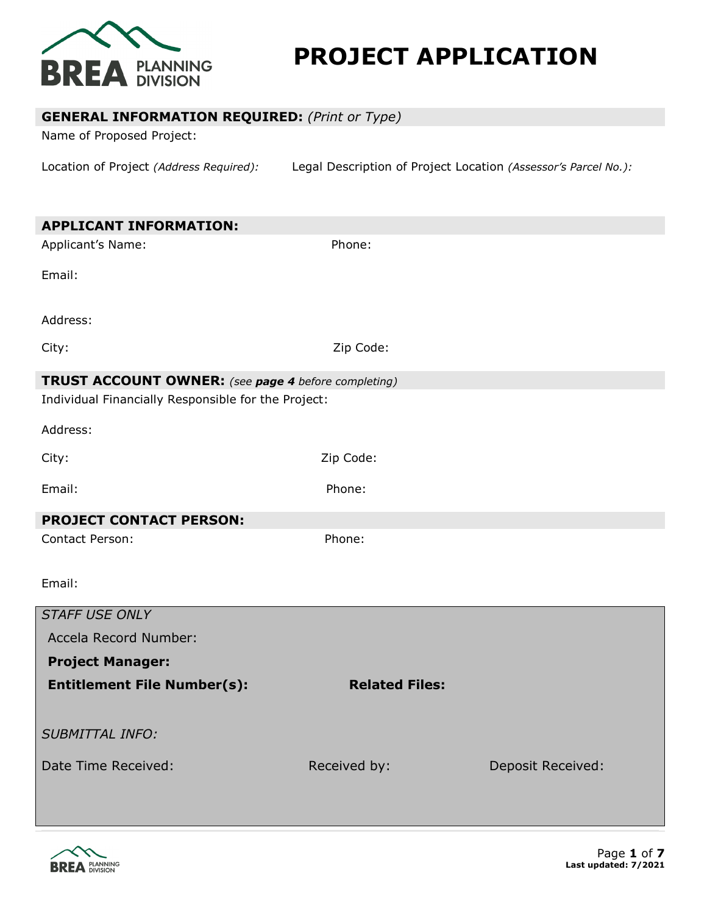# PROJECT APPLICATION

## GENERAL INFORMATION REQUIRED: *(Print or Type)*

Name of Proposed Project:

Location of Project *(Address Required):*

Legal Description of Project Location *(Assessor's Parcel No.):*

## APPLICANT INFORMATION:

Applicant's Name:

Phone:

Email:

Address:

City:

Zip Code:

## TRUST ACCOUNT OWNER: *(see **page 4** before completing)*

Individual Financially Responsible for the Project:

Address:

City:

Zip Code:

Email:

Phone:

## PROJECT CONTACT PERSON:

Contact Person:

Phone:

Email:

*STAFF USE ONLY*

Accela Record Number:

**Project Manager:**

**Entitlement File Number(s):**

**Related Files:**

*SUBMITTAL INFO:*

Date Time Received:

Received by:

Deposit Received:

**Last updated: 7/2021**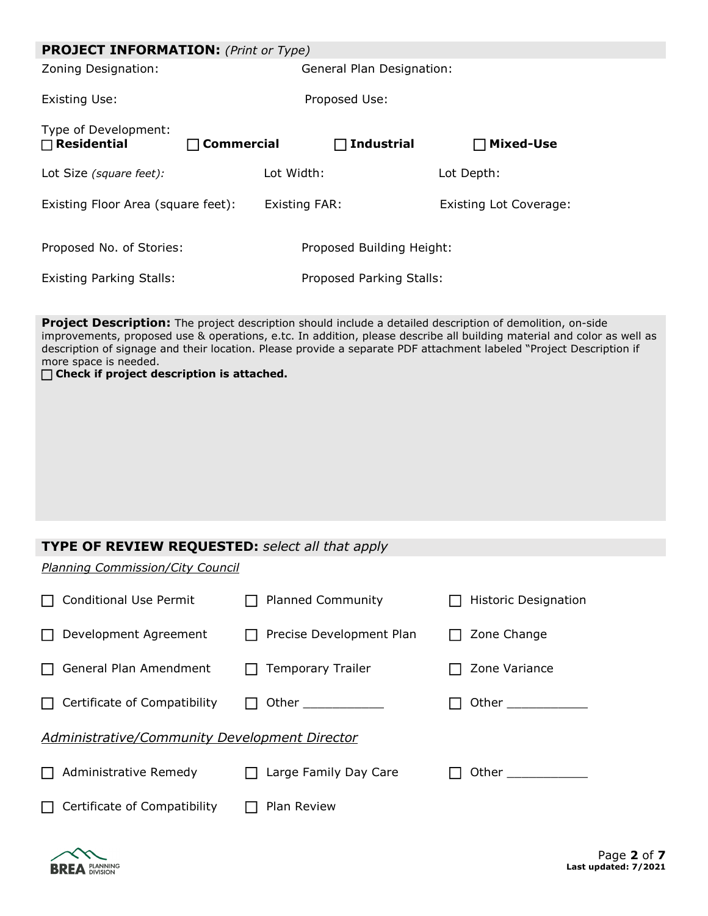## PROJECT INFORMATION: *(Print or Type)*

Zoning Designation: General Plan Designation:

Existing Use: Proposed Use:

Type of Development:

☐ **Residential** ☐ **Commercial** ☐ **Industrial** ☐ **Mixed-Use**

Lot Size *(square feet):* Lot Width: Lot Depth:

Existing Floor Area (square feet): Existing FAR: Existing Lot Coverage:

Proposed No. of Stories: Proposed Building Height:

Existing Parking Stalls: Proposed Parking Stalls:

**Project Description:** The project description should include a detailed description of demolition, on-side improvements, proposed use & operations, e.tc. In addition, please describe all building material and color as well as description of signage and their location. Please provide a separate PDF attachment labeled "Project Description if more space is needed.

☐ **Check if project description is attached.**

## TYPE OF REVIEW REQUESTED: *select all that apply*

*Planning Commission/City Council*

☐ Conditional Use Permit ☐ Planned Community ☐ Historic Designation

☐ Development Agreement ☐ Precise Development Plan ☐ Zone Change

☐ General Plan Amendment ☐ Temporary Trailer ☐ Zone Variance

☐ Certificate of Compatibility ☐ Other ___________ ☐ Other ___________

*Administrative/Community Development Director*

☐ Administrative Remedy ☐ Large Family Day Care ☐ Other ___________

☐ Certificate of Compatibility ☐ Plan Review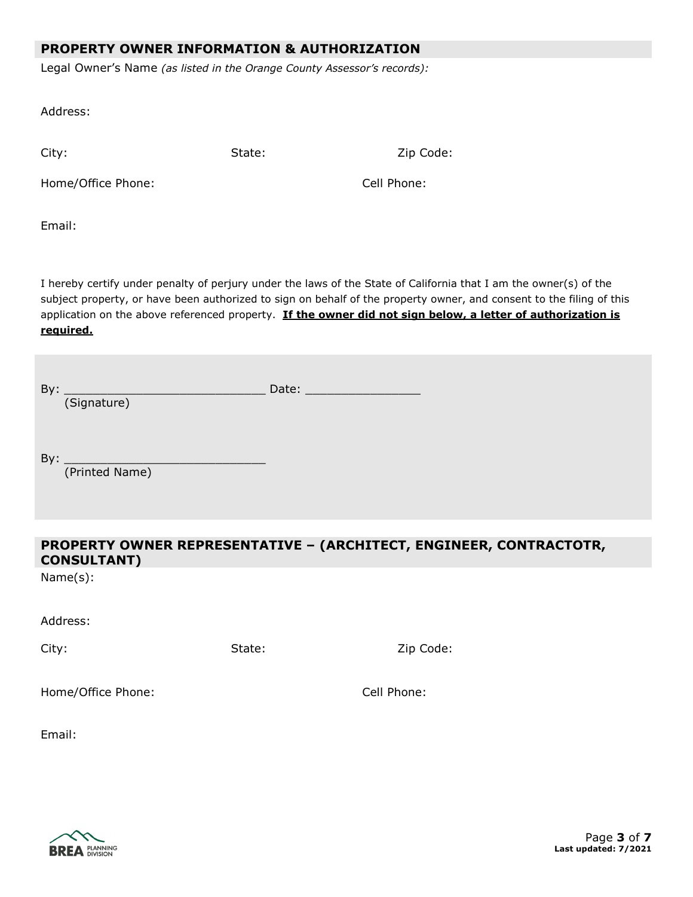## PROPERTY OWNER INFORMATION & AUTHORIZATION

Legal Owner's Name *(as listed in the Orange County Assessor's records)*:

Address:

City: State: Zip Code:

Home/Office Phone: Cell Phone:

Email:

I hereby certify under penalty of perjury under the laws of the State of California that I am the owner(s) of the subject property, or have been authorized to sign on behalf of the property owner, and consent to the filing of this application on the above referenced property. **If the owner did not sign below, a letter of authorization is required.**

By: ____________________________ Date: ________________
(Signature)

By: ____________________________
(Printed Name)

## PROPERTY OWNER REPRESENTATIVE – (ARCHITECT, ENGINEER, CONTRACTOTR, CONSULTANT)

Name(s):

Address:

City: State: Zip Code:

Home/Office Phone: Cell Phone:

Email: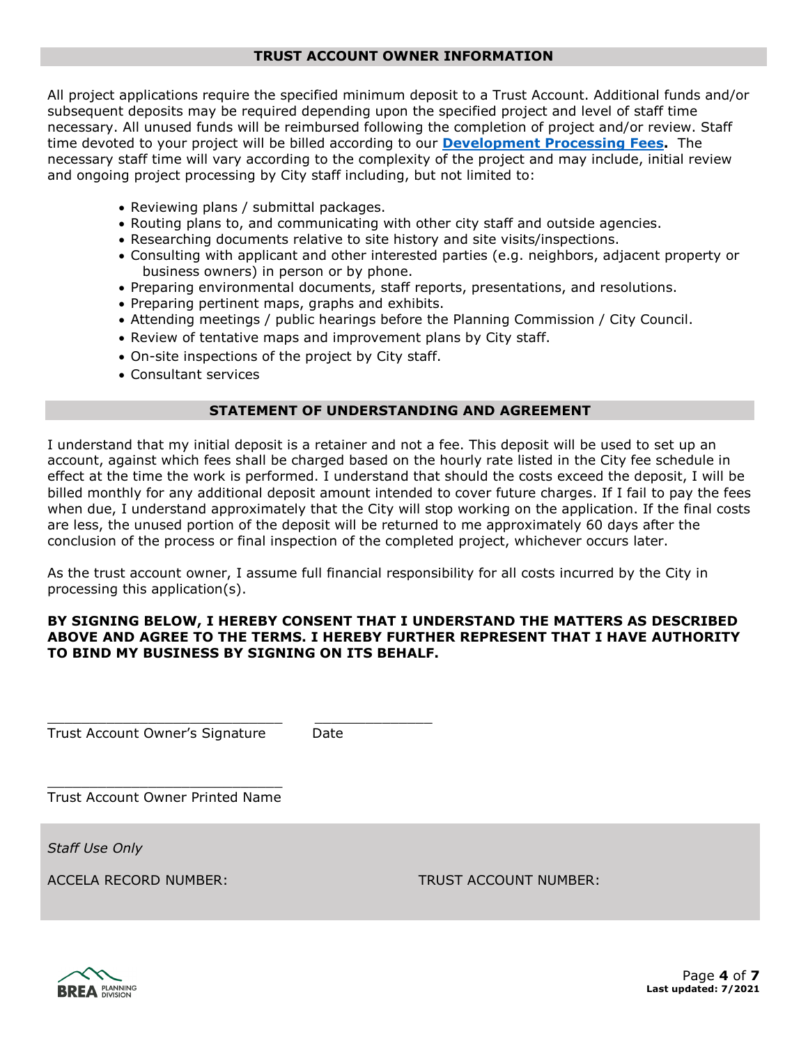## TRUST ACCOUNT OWNER INFORMATION

All project applications require the specified minimum deposit to a Trust Account. Additional funds and/or subsequent deposits may be required depending upon the specified project and level of staff time necessary. All unused funds will be reimbursed following the completion of project and/or review. Staff time devoted to your project will be billed according to our **Development Processing Fees.** The necessary staff time will vary according to the complexity of the project and may include, initial review and ongoing project processing by City staff including, but not limited to:

- Reviewing plans / submittal packages.
- Routing plans to, and communicating with other city staff and outside agencies.
- Researching documents relative to site history and site visits/inspections.
- Consulting with applicant and other interested parties (e.g. neighbors, adjacent property or business owners) in person or by phone.
- Preparing environmental documents, staff reports, presentations, and resolutions.
- Preparing pertinent maps, graphs and exhibits.
- Attending meetings / public hearings before the Planning Commission / City Council.
- Review of tentative maps and improvement plans by City staff.
- On-site inspections of the project by City staff.
- Consultant services

## STATEMENT OF UNDERSTANDING AND AGREEMENT

I understand that my initial deposit is a retainer and not a fee. This deposit will be used to set up an account, against which fees shall be charged based on the hourly rate listed in the City fee schedule in effect at the time the work is performed. I understand that should the costs exceed the deposit, I will be billed monthly for any additional deposit amount intended to cover future charges. If I fail to pay the fees when due, I understand approximately that the City will stop working on the application. If the final costs are less, the unused portion of the deposit will be returned to me approximately 60 days after the conclusion of the process or final inspection of the completed project, whichever occurs later.

As the trust account owner, I assume full financial responsibility for all costs incurred by the City in processing this application(s).

**BY SIGNING BELOW, I HEREBY CONSENT THAT I UNDERSTAND THE MATTERS AS DESCRIBED ABOVE AND AGREE TO THE TERMS. I HEREBY FURTHER REPRESENT THAT I HAVE AUTHORITY TO BIND MY BUSINESS BY SIGNING ON ITS BEHALF.**

\_\_\_\_\_\_\_\_\_\_\_\_\_\_\_\_\_\_\_\_\_\_\_\_\_\_\_\_ \_\_\_\_\_\_\_\_\_\_\_\_\_\_
Trust Account Owner's Signature Date

\_\_\_\_\_\_\_\_\_\_\_\_\_\_\_\_\_\_\_\_\_\_\_\_\_\_\_\_
Trust Account Owner Printed Name

*Staff Use Only*

ACCELA RECORD NUMBER: TRUST ACCOUNT NUMBER: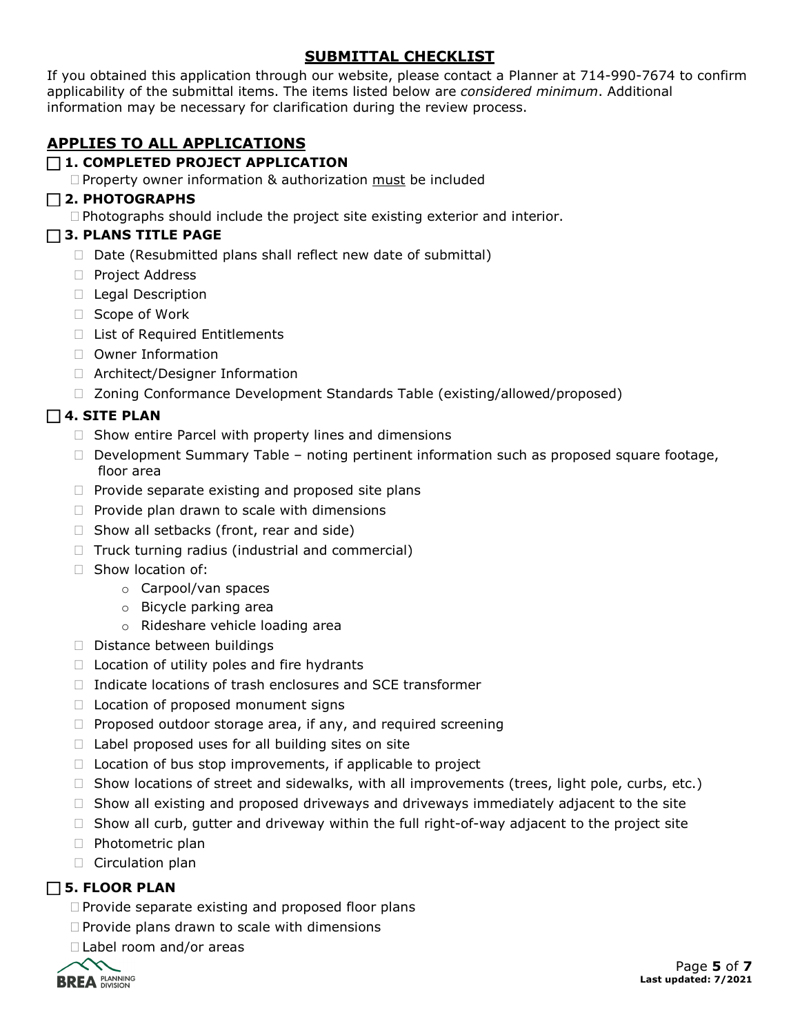## SUBMITTAL CHECKLIST

If you obtained this application through our website, please contact a Planner at 714-990-7674 to confirm applicability of the submittal items. The items listed below are *considered minimum*. Additional information may be necessary for clarification during the review process.

## APPLIES TO ALL APPLICATIONS

☐ **1. COMPLETED PROJECT APPLICATION**

- ☐ Property owner information & authorization must be included

☐ **2. PHOTOGRAPHS**

- ☐ Photographs should include the project site existing exterior and interior.

☐ **3. PLANS TITLE PAGE**

- ☐ Date (Resubmitted plans shall reflect new date of submittal)
- ☐ Project Address
- ☐ Legal Description
- ☐ Scope of Work
- ☐ List of Required Entitlements
- ☐ Owner Information
- ☐ Architect/Designer Information
- ☐ Zoning Conformance Development Standards Table (existing/allowed/proposed)

☐ **4. SITE PLAN**

- ☐ Show entire Parcel with property lines and dimensions
- ☐ Development Summary Table – noting pertinent information such as proposed square footage, floor area
- ☐ Provide separate existing and proposed site plans
- ☐ Provide plan drawn to scale with dimensions
- ☐ Show all setbacks (front, rear and side)
- ☐ Truck turning radius (industrial and commercial)
- ☐ Show location of:
  - Carpool/van spaces
  - Bicycle parking area
  - Rideshare vehicle loading area
- ☐ Distance between buildings
- ☐ Location of utility poles and fire hydrants
- ☐ Indicate locations of trash enclosures and SCE transformer
- ☐ Location of proposed monument signs
- ☐ Proposed outdoor storage area, if any, and required screening
- ☐ Label proposed uses for all building sites on site
- ☐ Location of bus stop improvements, if applicable to project
- ☐ Show locations of street and sidewalks, with all improvements (trees, light pole, curbs, etc.)
- ☐ Show all existing and proposed driveways and driveways immediately adjacent to the site
- ☐ Show all curb, gutter and driveway within the full right-of-way adjacent to the project site
- ☐ Photometric plan
- ☐ Circulation plan

☐ **5. FLOOR PLAN**

- ☐ Provide separate existing and proposed floor plans
- ☐ Provide plans drawn to scale with dimensions
- ☐ Label room and/or areas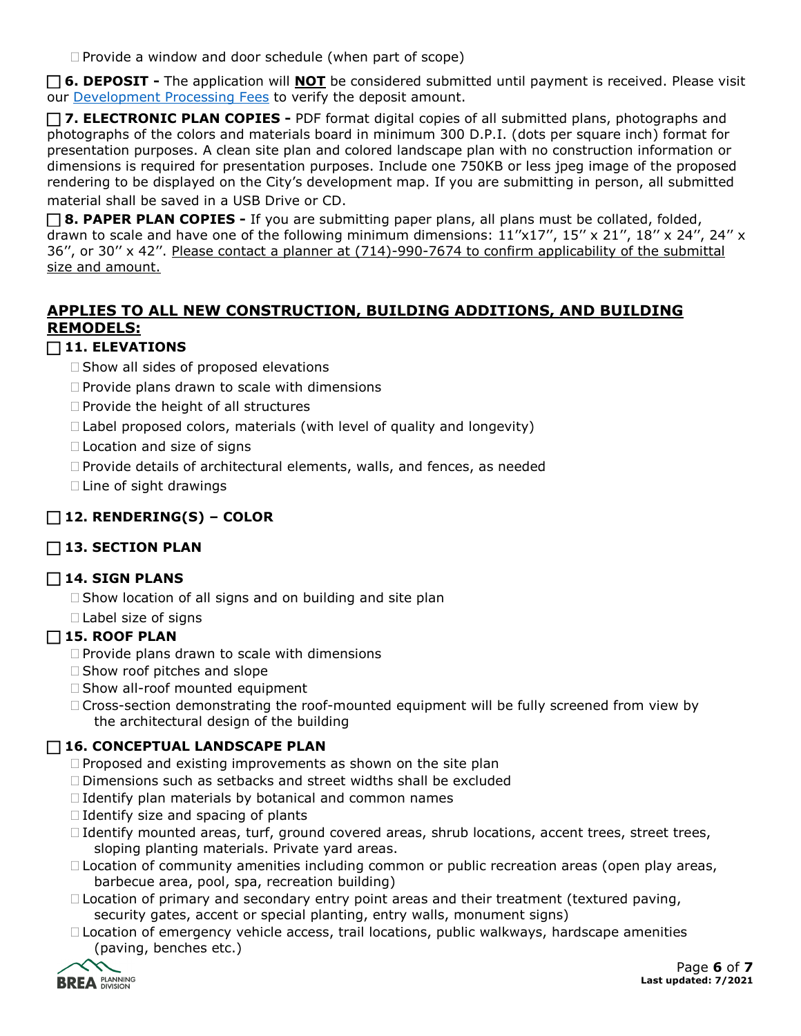☐ Provide a window and door schedule (when part of scope)

☐ **6. DEPOSIT -** The application will **NOT** be considered submitted until payment is received. Please visit our Development Processing Fees to verify the deposit amount.

☐ **7. ELECTRONIC PLAN COPIES -** PDF format digital copies of all submitted plans, photographs and photographs of the colors and materials board in minimum 300 D.P.I. (dots per square inch) format for presentation purposes. A clean site plan and colored landscape plan with no construction information or dimensions is required for presentation purposes. Include one 750KB or less jpeg image of the proposed rendering to be displayed on the City's development map. If you are submitting in person, all submitted material shall be saved in a USB Drive or CD.

☐ **8. PAPER PLAN COPIES -** If you are submitting paper plans, all plans must be collated, folded, drawn to scale and have one of the following minimum dimensions: 11''x17'', 15'' x 21'', 18'' x 24'', 24'' x 36'', or 30'' x 42''. Please contact a planner at (714)-990-7674 to confirm applicability of the submittal size and amount.

## APPLIES TO ALL NEW CONSTRUCTION, BUILDING ADDITIONS, AND BUILDING REMODELS:

☐ **11. ELEVATIONS**

- ☐ Show all sides of proposed elevations
- ☐ Provide plans drawn to scale with dimensions
- ☐ Provide the height of all structures
- ☐ Label proposed colors, materials (with level of quality and longevity)
- ☐ Location and size of signs
- ☐ Provide details of architectural elements, walls, and fences, as needed
- ☐ Line of sight drawings

☐ **12. RENDERING(S) – COLOR**

☐ **13. SECTION PLAN**

☐ **14. SIGN PLANS**

- ☐ Show location of all signs and on building and site plan
- ☐ Label size of signs

☐ **15. ROOF PLAN**

- ☐ Provide plans drawn to scale with dimensions
- ☐ Show roof pitches and slope
- ☐ Show all-roof mounted equipment
- ☐ Cross-section demonstrating the roof-mounted equipment will be fully screened from view by the architectural design of the building

☐ **16. CONCEPTUAL LANDSCAPE PLAN**

- ☐ Proposed and existing improvements as shown on the site plan
- ☐ Dimensions such as setbacks and street widths shall be excluded
- ☐ Identify plan materials by botanical and common names
- ☐ Identify size and spacing of plants
- ☐ Identify mounted areas, turf, ground covered areas, shrub locations, accent trees, street trees, sloping planting materials. Private yard areas.
- ☐ Location of community amenities including common or public recreation areas (open play areas, barbecue area, pool, spa, recreation building)
- ☐ Location of primary and secondary entry point areas and their treatment (textured paving, security gates, accent or special planting, entry walls, monument signs)
- ☐ Location of emergency vehicle access, trail locations, public walkways, hardscape amenities (paving, benches etc.)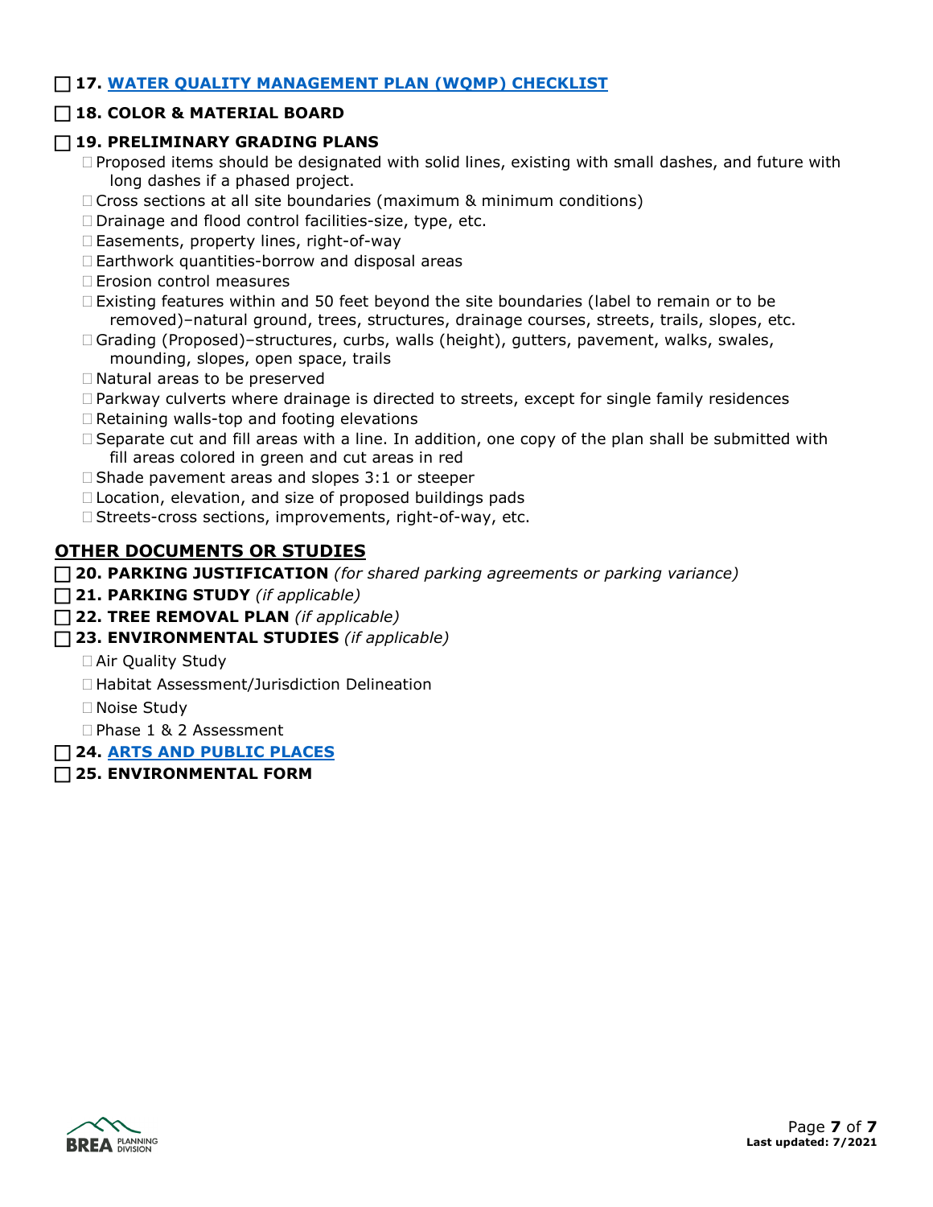☐ **17. WATER QUALITY MANAGEMENT PLAN (WQMP) CHECKLIST**

☐ **18. COLOR & MATERIAL BOARD**

☐ **19. PRELIMINARY GRADING PLANS**

- ☐ Proposed items should be designated with solid lines, existing with small dashes, and future with long dashes if a phased project.
- ☐ Cross sections at all site boundaries (maximum & minimum conditions)
- ☐ Drainage and flood control facilities-size, type, etc.
- ☐ Easements, property lines, right-of-way
- ☐ Earthwork quantities-borrow and disposal areas
- ☐ Erosion control measures
- ☐ Existing features within and 50 feet beyond the site boundaries (label to remain or to be removed)–natural ground, trees, structures, drainage courses, streets, trails, slopes, etc.
- ☐ Grading (Proposed)–structures, curbs, walls (height), gutters, pavement, walks, swales, mounding, slopes, open space, trails
- ☐ Natural areas to be preserved
- ☐ Parkway culverts where drainage is directed to streets, except for single family residences
- ☐ Retaining walls-top and footing elevations
- ☐ Separate cut and fill areas with a line. In addition, one copy of the plan shall be submitted with fill areas colored in green and cut areas in red
- ☐ Shade pavement areas and slopes 3:1 or steeper
- ☐ Location, elevation, and size of proposed buildings pads
- ☐ Streets-cross sections, improvements, right-of-way, etc.

## OTHER DOCUMENTS OR STUDIES

☐ **20. PARKING JUSTIFICATION** *(for shared parking agreements or parking variance)*

☐ **21. PARKING STUDY** *(if applicable)*

☐ **22. TREE REMOVAL PLAN** *(if applicable)*

☐ **23. ENVIRONMENTAL STUDIES** *(if applicable)*

- ☐ Air Quality Study
- ☐ Habitat Assessment/Jurisdiction Delineation
- ☐ Noise Study
- ☐ Phase 1 & 2 Assessment

☐ **24. ARTS AND PUBLIC PLACES**

☐ **25. ENVIRONMENTAL FORM**